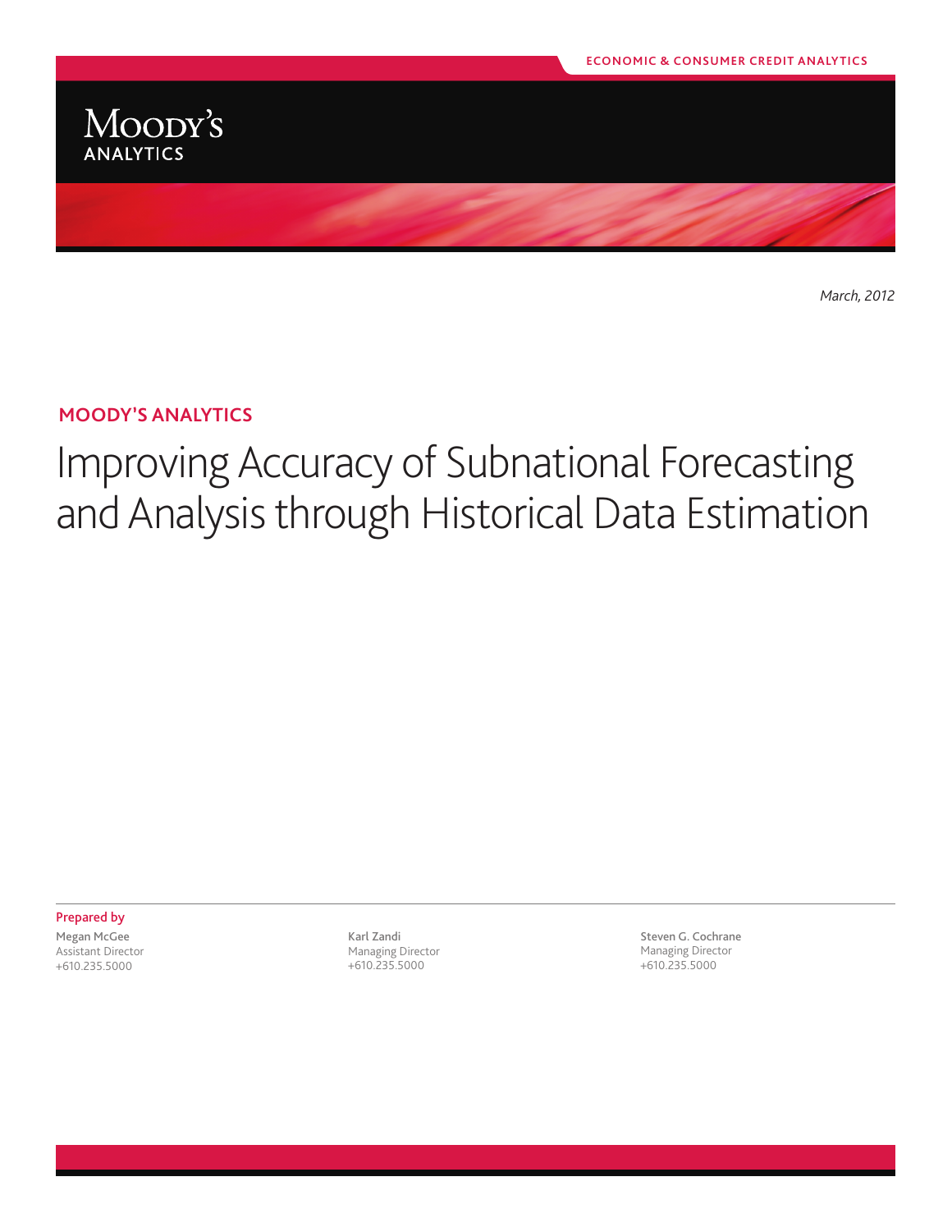ECONOMIC & CONSUMER CREDIT ANALYTICS

MOODY'S ANALYTICS

*March, 2012*

## MOODY'S ANALYTICS

# Improving Accuracy of Subnational Forecasting and Analysis through Historical Data Estimation

**Prepared by**

**Megan McGee**
Assistant Director
+610.235.5000

**Karl Zandi**
Managing Director
+610.235.5000

**Steven G. Cochrane**
Managing Director
+610.235.5000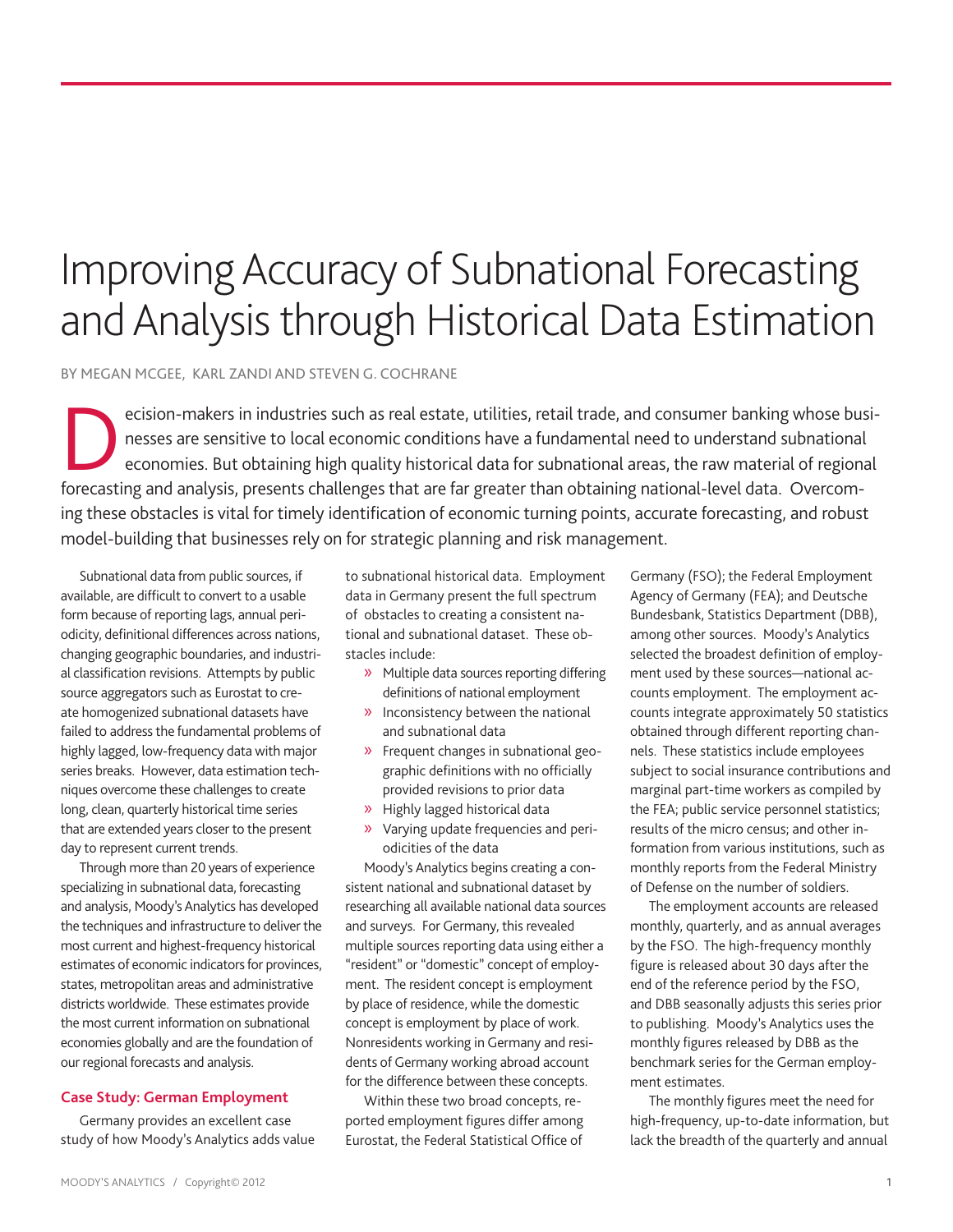# Improving Accuracy of Subnational Forecasting and Analysis through Historical Data Estimation

BY MEGAN MCGEE, KARL ZANDI AND STEVEN G. COCHRANE

Decision-makers in industries such as real estate, utilities, retail trade, and consumer banking whose businesses are sensitive to local economic conditions have a fundamental need to understand subnational economies. But obtaining high quality historical data for subnational areas, the raw material of regional forecasting and analysis, presents challenges that are far greater than obtaining national-level data. Overcoming these obstacles is vital for timely identification of economic turning points, accurate forecasting, and robust model-building that businesses rely on for strategic planning and risk management.

Subnational data from public sources, if available, are difficult to convert to a usable form because of reporting lags, annual periodicity, definitional differences across nations, changing geographic boundaries, and industrial classification revisions. Attempts by public source aggregators such as Eurostat to create homogenized subnational datasets have failed to address the fundamental problems of highly lagged, low-frequency data with major series breaks. However, data estimation techniques overcome these challenges to create long, clean, quarterly historical time series that are extended years closer to the present day to represent current trends.

Through more than 20 years of experience specializing in subnational data, forecasting and analysis, Moody's Analytics has developed the techniques and infrastructure to deliver the most current and highest-frequency historical estimates of economic indicators for provinces, states, metropolitan areas and administrative districts worldwide. These estimates provide the most current information on subnational economies globally and are the foundation of our regional forecasts and analysis.

## Case Study: German Employment

Germany provides an excellent case study of how Moody's Analytics adds value to subnational historical data. Employment data in Germany present the full spectrum of obstacles to creating a consistent national and subnational dataset. These obstacles include:

- Multiple data sources reporting differing definitions of national employment
- Inconsistency between the national and subnational data
- Frequent changes in subnational geographic definitions with no officially provided revisions to prior data
- Highly lagged historical data
- Varying update frequencies and periodicities of the data

Moody's Analytics begins creating a consistent national and subnational dataset by researching all available national data sources and surveys. For Germany, this revealed multiple sources reporting data using either a "resident" or "domestic" concept of employment. The resident concept is employment by place of residence, while the domestic concept is employment by place of work. Nonresidents working in Germany and residents of Germany working abroad account for the difference between these concepts.

Within these two broad concepts, reported employment figures differ among Eurostat, the Federal Statistical Office of Germany (FSO); the Federal Employment Agency of Germany (FEA); and Deutsche Bundesbank, Statistics Department (DBB), among other sources. Moody's Analytics selected the broadest definition of employment used by these sources—national accounts employment. The employment accounts integrate approximately 50 statistics obtained through different reporting channels. These statistics include employees subject to social insurance contributions and marginal part-time workers as compiled by the FEA; public service personnel statistics; results of the micro census; and other information from various institutions, such as monthly reports from the Federal Ministry of Defense on the number of soldiers.

The employment accounts are released monthly, quarterly, and as annual averages by the FSO. The high-frequency monthly figure is released about 30 days after the end of the reference period by the FSO, and DBB seasonally adjusts this series prior to publishing. Moody's Analytics uses the monthly figures released by DBB as the benchmark series for the German employment estimates.

The monthly figures meet the need for high-frequency, up-to-date information, but lack the breadth of the quarterly and annual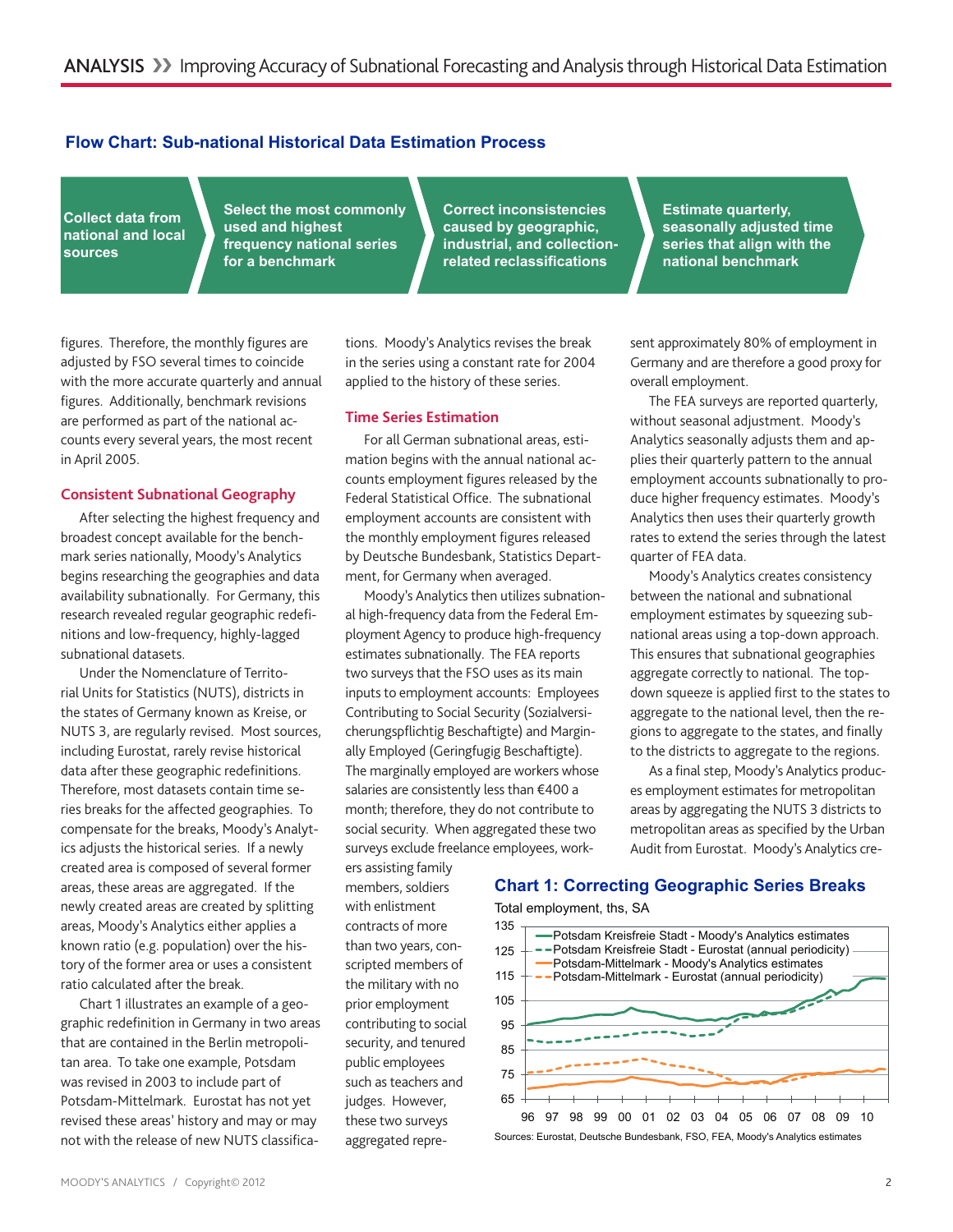### Flow Chart: Sub-national Historical Data Estimation Process

1. Collect data from national and local sources
2. Select the most commonly used and highest frequency national series for a benchmark
3. Correct inconsistencies caused by geographic, industrial, and collection-related reclassifications
4. Estimate quarterly, seasonally adjusted time series that align with the national benchmark

figures. Therefore, the monthly figures are adjusted by FSO several times to coincide with the more accurate quarterly and annual figures. Additionally, benchmark revisions are performed as part of the national accounts every several years, the most recent in April 2005.

## Consistent Subnational Geography

After selecting the highest frequency and broadest concept available for the benchmark series nationally, Moody's Analytics begins researching the geographies and data availability subnationally. For Germany, this research revealed regular geographic redefinitions and low-frequency, highly-lagged subnational datasets.

Under the Nomenclature of Territorial Units for Statistics (NUTS), districts in the states of Germany known as Kreise, or NUTS 3, are regularly revised. Most sources, including Eurostat, rarely revise historical data after these geographic redefinitions. Therefore, most datasets contain time series breaks for the affected geographies. To compensate for the breaks, Moody's Analytics adjusts the historical series. If a newly created area is composed of several former areas, these areas are aggregated. If the newly created areas are created by splitting areas, Moody's Analytics either applies a known ratio (e.g. population) over the history of the former area or uses a consistent ratio calculated after the break.

Chart 1 illustrates an example of a geographic redefinition in Germany in two areas that are contained in the Berlin metropolitan area. To take one example, Potsdam was revised in 2003 to include part of Potsdam-Mittelmark. Eurostat has not yet revised these areas' history and may or may not with the release of new NUTS classifications. Moody's Analytics revises the break in the series using a constant rate for 2004 applied to the history of these series.

## Time Series Estimation

For all German subnational areas, estimation begins with the annual national accounts employment figures released by the Federal Statistical Office. The subnational employment accounts are consistent with the monthly employment figures released by Deutsche Bundesbank, Statistics Department, for Germany when averaged.

Moody's Analytics then utilizes subnational high-frequency data from the Federal Employment Agency to produce high-frequency estimates subnationally. The FEA reports two surveys that the FSO uses as its main inputs to employment accounts: Employees Contributing to Social Security (Sozialversicherungspflichtig Beschaftigte) and Marginally Employed (Geringfugig Beschaftigte). The marginally employed are workers whose salaries are consistently less than €400 a month; therefore, they do not contribute to social security. When aggregated these two surveys exclude freelance employees, workers assisting family members, soldiers with enlistment contracts of more than two years, conscripted members of the military with no prior employment contributing to social security, and tenured public employees such as teachers and judges. However, these two surveys aggregated represent approximately 80% of employment in Germany and are therefore a good proxy for overall employment.

The FEA surveys are reported quarterly, without seasonal adjustment. Moody's Analytics seasonally adjusts them and applies their quarterly pattern to the annual employment accounts subnationally to produce higher frequency estimates. Moody's Analytics then uses their quarterly growth rates to extend the series through the latest quarter of FEA data.

Moody's Analytics creates consistency between the national and subnational employment estimates by squeezing subnational areas using a top-down approach. This ensures that subnational geographies aggregate correctly to national. The top-down squeeze is applied first to the states to aggregate to the national level, then the regions to aggregate to the states, and finally to the districts to aggregate to the regions.

As a final step, Moody's Analytics produces employment estimates for metropolitan areas by aggregating the NUTS 3 districts to metropolitan areas as specified by the Urban Audit from Eurostat. Moody's Analytics cre-

### Chart 1: Correcting Geographic Series Breaks

Total employment, ths, SA

Legend: Potsdam Kreisfreie Stadt - Moody's Analytics estimates; Potsdam Kreisfreie Stadt - Eurostat (annual periodicity); Potsdam-Mittelmark - Moody's Analytics estimates; Potsdam-Mittelmark - Eurostat (annual periodicity)

Sources: Eurostat, Deutsche Bundesbank, FSO, FEA, Moody's Analytics estimates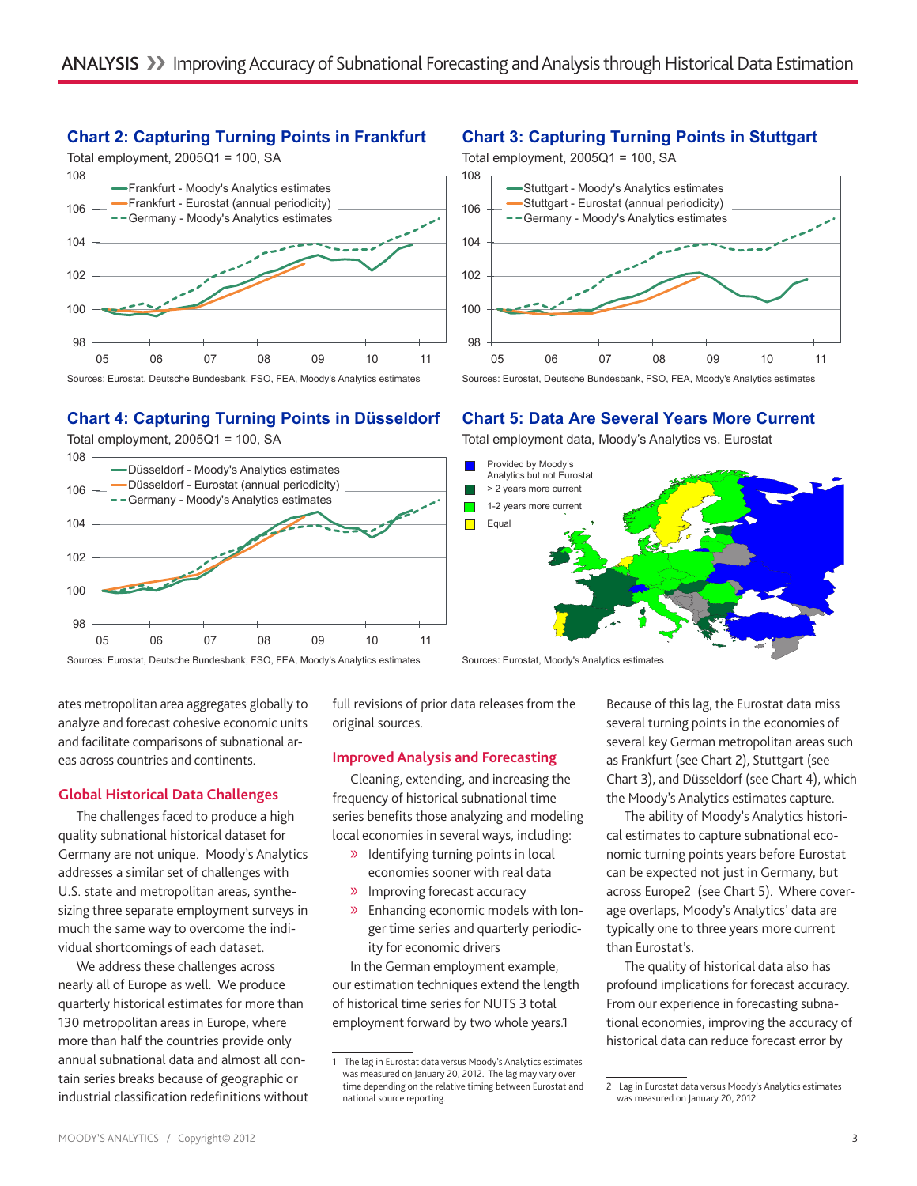### Chart 2: Capturing Turning Points in Frankfurt

Total employment, 2005Q1 = 100, SA

Sources: Eurostat, Deutsche Bundesbank, FSO, FEA, Moody's Analytics estimates

### Chart 3: Capturing Turning Points in Stuttgart

Total employment, 2005Q1 = 100, SA

Sources: Eurostat, Deutsche Bundesbank, FSO, FEA, Moody's Analytics estimates

### Chart 4: Capturing Turning Points in Düsseldorf

Total employment, 2005Q1 = 100, SA

Sources: Eurostat, Deutsche Bundesbank, FSO, FEA, Moody's Analytics estimates

### Chart 5: Data Are Several Years More Current

Total employment data, Moody's Analytics vs. Eurostat

Sources: Eurostat, Moody's Analytics estimates

ates metropolitan area aggregates globally to analyze and forecast cohesive economic units and facilitate comparisons of subnational areas across countries and continents.

## Global Historical Data Challenges

The challenges faced to produce a high quality subnational historical dataset for Germany are not unique. Moody's Analytics addresses a similar set of challenges with U.S. state and metropolitan areas, synthesizing three separate employment surveys in much the same way to overcome the individual shortcomings of each dataset.

We address these challenges across nearly all of Europe as well. We produce quarterly historical estimates for more than 130 metropolitan areas in Europe, where more than half the countries provide only annual subnational data and almost all contain series breaks because of geographic or industrial classification redefinitions without full revisions of prior data releases from the original sources.

## Improved Analysis and Forecasting

Cleaning, extending, and increasing the frequency of historical subnational time series benefits those analyzing and modeling local economies in several ways, including:

- Identifying turning points in local economies sooner with real data
- Improving forecast accuracy
- Enhancing economic models with longer time series and quarterly periodicity for economic drivers

In the German employment example, our estimation techniques extend the length of historical time series for NUTS 3 total employment forward by two whole years.[1]

Because of this lag, the Eurostat data miss several turning points in the economies of several key German metropolitan areas such as Frankfurt (see Chart 2), Stuttgart (see Chart 3), and Düsseldorf (see Chart 4), which the Moody's Analytics estimates capture.

The ability of Moody's Analytics historical estimates to capture subnational economic turning points years before Eurostat can be expected not just in Germany, but across Europe[2] (see Chart 5). Where coverage overlaps, Moody's Analytics' data are typically one to three years more current than Eurostat's.

The quality of historical data also has profound implications for forecast accuracy. From our experience in forecasting subnational economies, improving the accuracy of historical data can reduce forecast error by

---

1 The lag in Eurostat data versus Moody's Analytics estimates was measured on January 20, 2012. The lag may vary over time depending on the relative timing between Eurostat and national source reporting.

2 Lag in Eurostat data versus Moody's Analytics estimates was measured on January 20, 2012.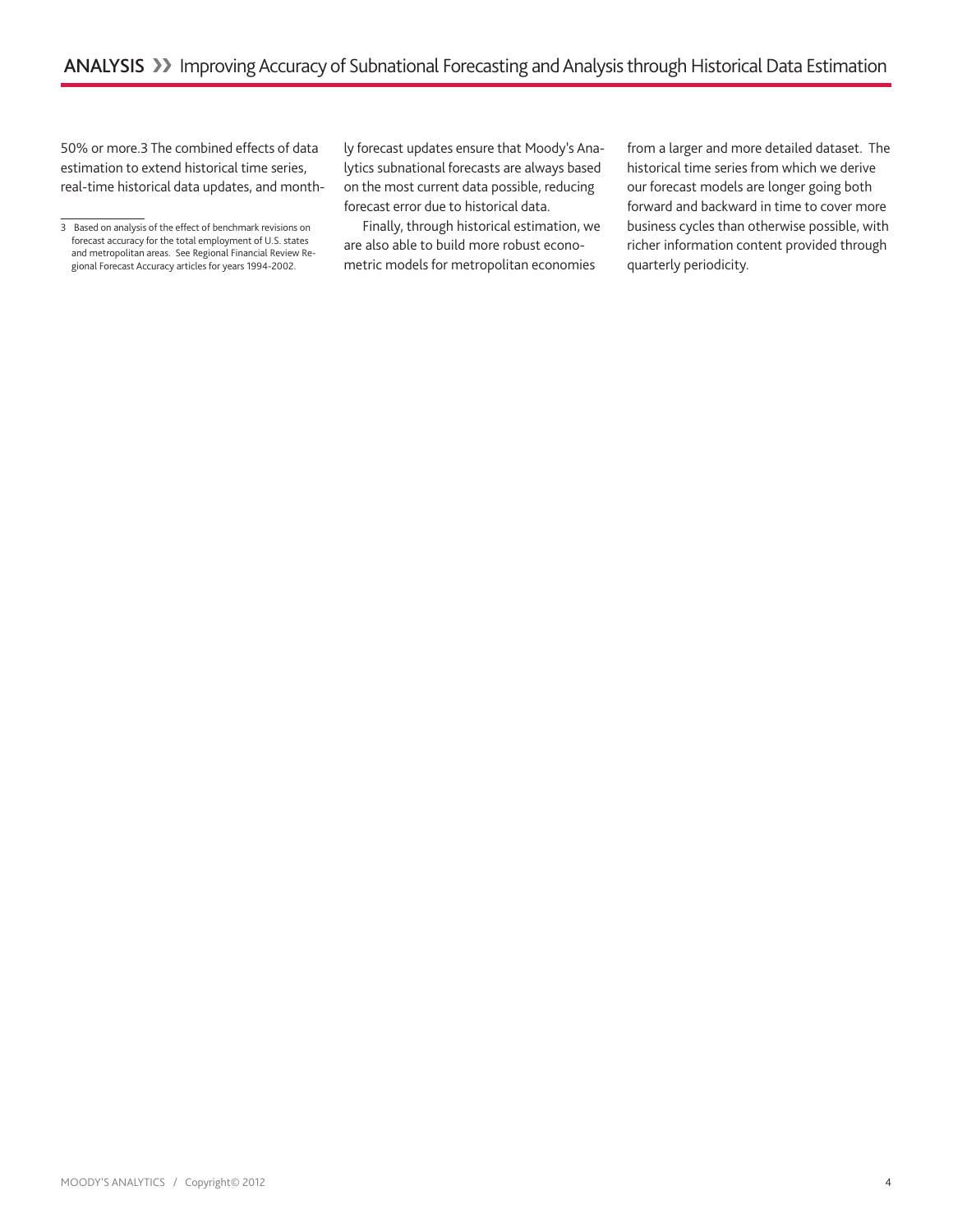50% or more.[3] The combined effects of data estimation to extend historical time series, real-time historical data updates, and monthly forecast updates ensure that Moody's Analytics subnational forecasts are always based on the most current data possible, reducing forecast error due to historical data.

Finally, through historical estimation, we are also able to build more robust econometric models for metropolitan economies from a larger and more detailed dataset. The historical time series from which we derive our forecast models are longer going both forward and backward in time to cover more business cycles than otherwise possible, with richer information content provided through quarterly periodicity.

---

3 Based on analysis of the effect of benchmark revisions on forecast accuracy for the total employment of U.S. states and metropolitan areas. See Regional Financial Review Regional Forecast Accuracy articles for years 1994-2002.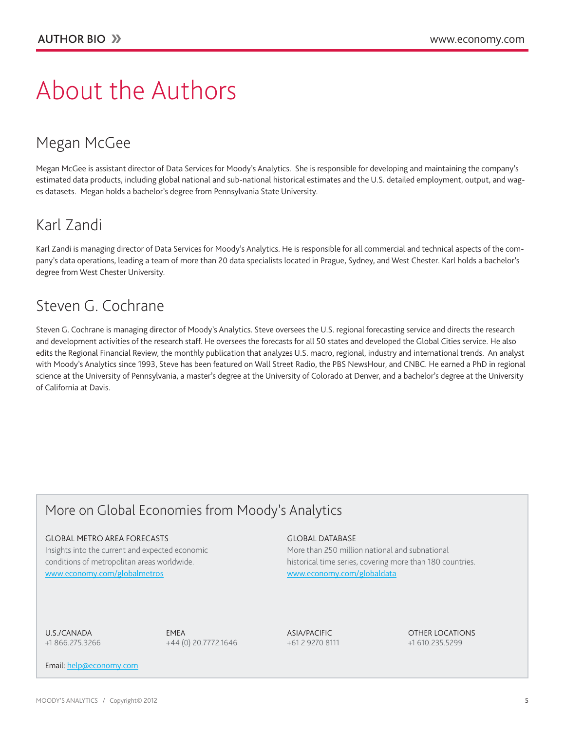# About the Authors

## Megan McGee

Megan McGee is assistant director of Data Services for Moody's Analytics. She is responsible for developing and maintaining the company's estimated data products, including global national and sub-national historical estimates and the U.S. detailed employment, output, and wages datasets. Megan holds a bachelor's degree from Pennsylvania State University.

## Karl Zandi

Karl Zandi is managing director of Data Services for Moody's Analytics. He is responsible for all commercial and technical aspects of the company's data operations, leading a team of more than 20 data specialists located in Prague, Sydney, and West Chester. Karl holds a bachelor's degree from West Chester University.

## Steven G. Cochrane

Steven G. Cochrane is managing director of Moody's Analytics. Steve oversees the U.S. regional forecasting service and directs the research and development activities of the research staff. He oversees the forecasts for all 50 states and developed the Global Cities service. He also edits the Regional Financial Review, the monthly publication that analyzes U.S. macro, regional, industry and international trends. An analyst with Moody's Analytics since 1993, Steve has been featured on Wall Street Radio, the PBS NewsHour, and CNBC. He earned a PhD in regional science at the University of Pennsylvania, a master's degree at the University of Colorado at Denver, and a bachelor's degree at the University of California at Davis.

## More on Global Economies from Moody's Analytics

GLOBAL METRO AREA FORECASTS
Insights into the current and expected economic conditions of metropolitan areas worldwide.
www.economy.com/globalmetros

GLOBAL DATABASE
More than 250 million national and subnational historical time series, covering more than 180 countries.
www.economy.com/globaldata

U.S./CANADA
+1 866.275.3266

EMEA
+44 (0) 20.7772.1646

ASIA/PACIFIC
+61 2 9270 8111

OTHER LOCATIONS
+1 610.235.5299

Email: help@economy.com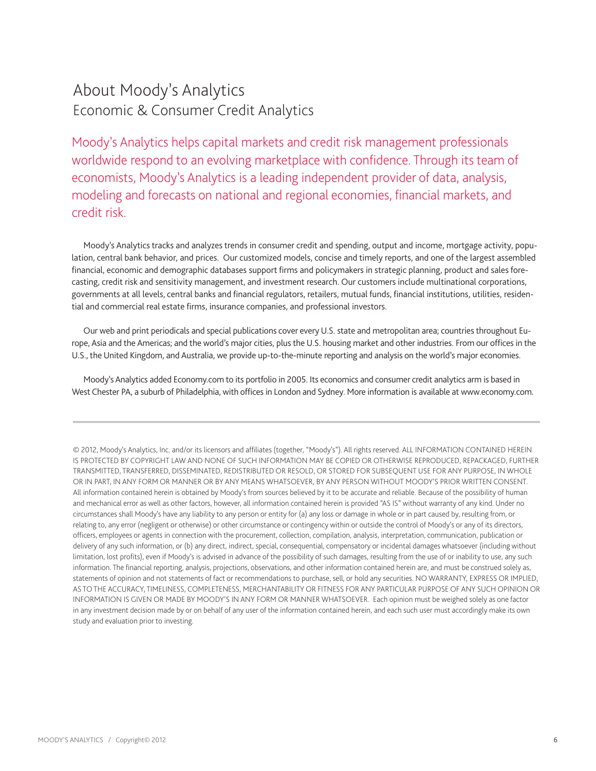# About Moody's Analytics

## Economic & Consumer Credit Analytics

Moody's Analytics helps capital markets and credit risk management professionals worldwide respond to an evolving marketplace with confidence. Through its team of economists, Moody's Analytics is a leading independent provider of data, analysis, modeling and forecasts on national and regional economies, financial markets, and credit risk.

Moody's Analytics tracks and analyzes trends in consumer credit and spending, output and income, mortgage activity, population, central bank behavior, and prices. Our customized models, concise and timely reports, and one of the largest assembled financial, economic and demographic databases support firms and policymakers in strategic planning, product and sales forecasting, credit risk and sensitivity management, and investment research. Our customers include multinational corporations, governments at all levels, central banks and financial regulators, retailers, mutual funds, financial institutions, utilities, residential and commercial real estate firms, insurance companies, and professional investors.

Our web and print periodicals and special publications cover every U.S. state and metropolitan area; countries throughout Europe, Asia and the Americas; and the world's major cities, plus the U.S. housing market and other industries. From our offices in the U.S., the United Kingdom, and Australia, we provide up-to-the-minute reporting and analysis on the world's major economies.

Moody's Analytics added Economy.com to its portfolio in 2005. Its economics and consumer credit analytics arm is based in West Chester PA, a suburb of Philadelphia, with offices in London and Sydney. More information is available at www.economy.com.

---

© 2012, Moody's Analytics, Inc. and/or its licensors and affiliates (together, "Moody's"). All rights reserved. ALL INFORMATION CONTAINED HEREIN IS PROTECTED BY COPYRIGHT LAW AND NONE OF SUCH INFORMATION MAY BE COPIED OR OTHERWISE REPRODUCED, REPACKAGED, FURTHER TRANSMITTED, TRANSFERRED, DISSEMINATED, REDISTRIBUTED OR RESOLD, OR STORED FOR SUBSEQUENT USE FOR ANY PURPOSE, IN WHOLE OR IN PART, IN ANY FORM OR MANNER OR BY ANY MEANS WHATSOEVER, BY ANY PERSON WITHOUT MOODY'S PRIOR WRITTEN CONSENT. All information contained herein is obtained by Moody's from sources believed by it to be accurate and reliable. Because of the possibility of human and mechanical error as well as other factors, however, all information contained herein is provided "AS IS" without warranty of any kind. Under no circumstances shall Moody's have any liability to any person or entity for (a) any loss or damage in whole or in part caused by, resulting from, or relating to, any error (negligent or otherwise) or other circumstance or contingency within or outside the control of Moody's or any of its directors, officers, employees or agents in connection with the procurement, collection, compilation, analysis, interpretation, communication, publication or delivery of any such information, or (b) any direct, indirect, special, consequential, compensatory or incidental damages whatsoever (including without limitation, lost profits), even if Moody's is advised in advance of the possibility of such damages, resulting from the use of or inability to use, any such information. The financial reporting, analysis, projections, observations, and other information contained herein are, and must be construed solely as, statements of opinion and not statements of fact or recommendations to purchase, sell, or hold any securities. NO WARRANTY, EXPRESS OR IMPLIED, AS TO THE ACCURACY, TIMELINESS, COMPLETENESS, MERCHANTABILITY OR FITNESS FOR ANY PARTICULAR PURPOSE OF ANY SUCH OPINION OR INFORMATION IS GIVEN OR MADE BY MOODY'S IN ANY FORM OR MANNER WHATSOEVER. Each opinion must be weighed solely as one factor in any investment decision made by or on behalf of any user of the information contained herein, and each such user must accordingly make its own study and evaluation prior to investing.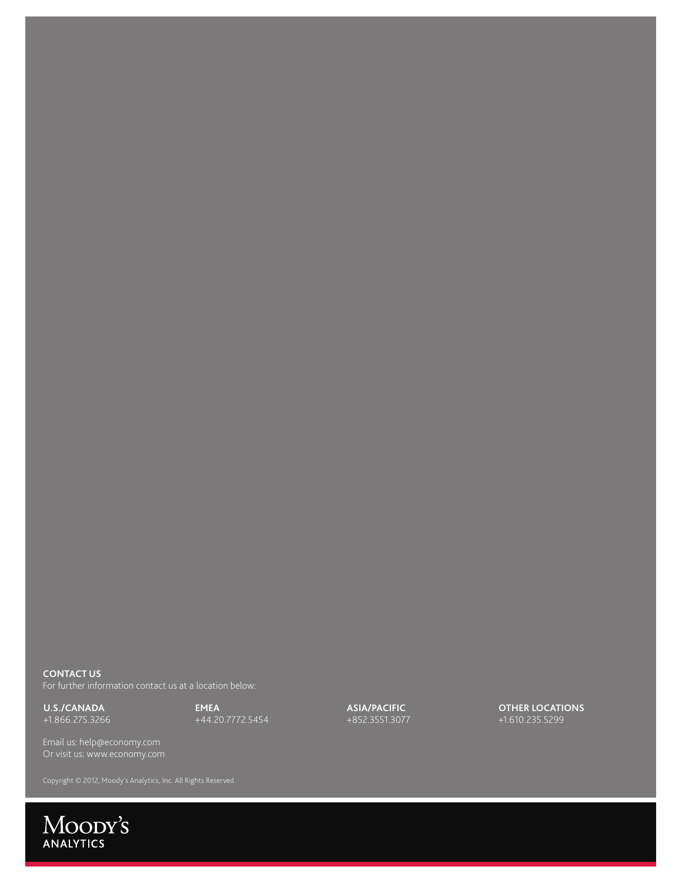**CONTACT US**

For further information contact us at a location below:

**U.S./CANADA**
+1.866.275.3266

**EMEA**
+44.20.7772.5454

**ASIA/PACIFIC**
+852.3551.3077

**OTHER LOCATIONS**
+1.610.235.5299

Email us: help@economy.com
Or visit us: www.economy.com

Copyright © 2012, Moody's Analytics, Inc. All Rights Reserved.

MOODY'S
ANALYTICS